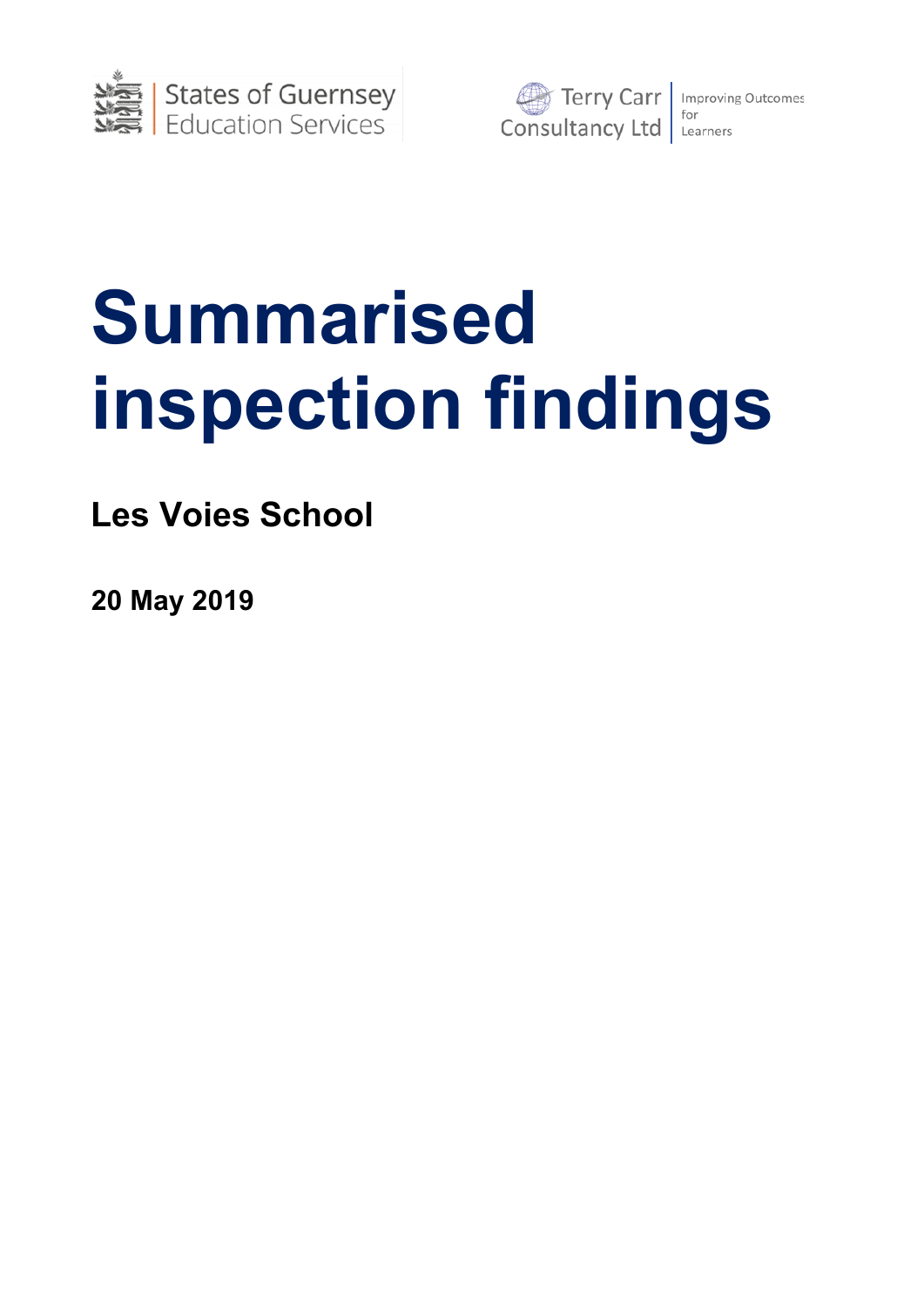States of Guernsey Education Services

Terry Carr Consultancy Ltd | Improving Outcomes for Learners

# Summarised inspection findings

## Les Voies School

**20 May 2019**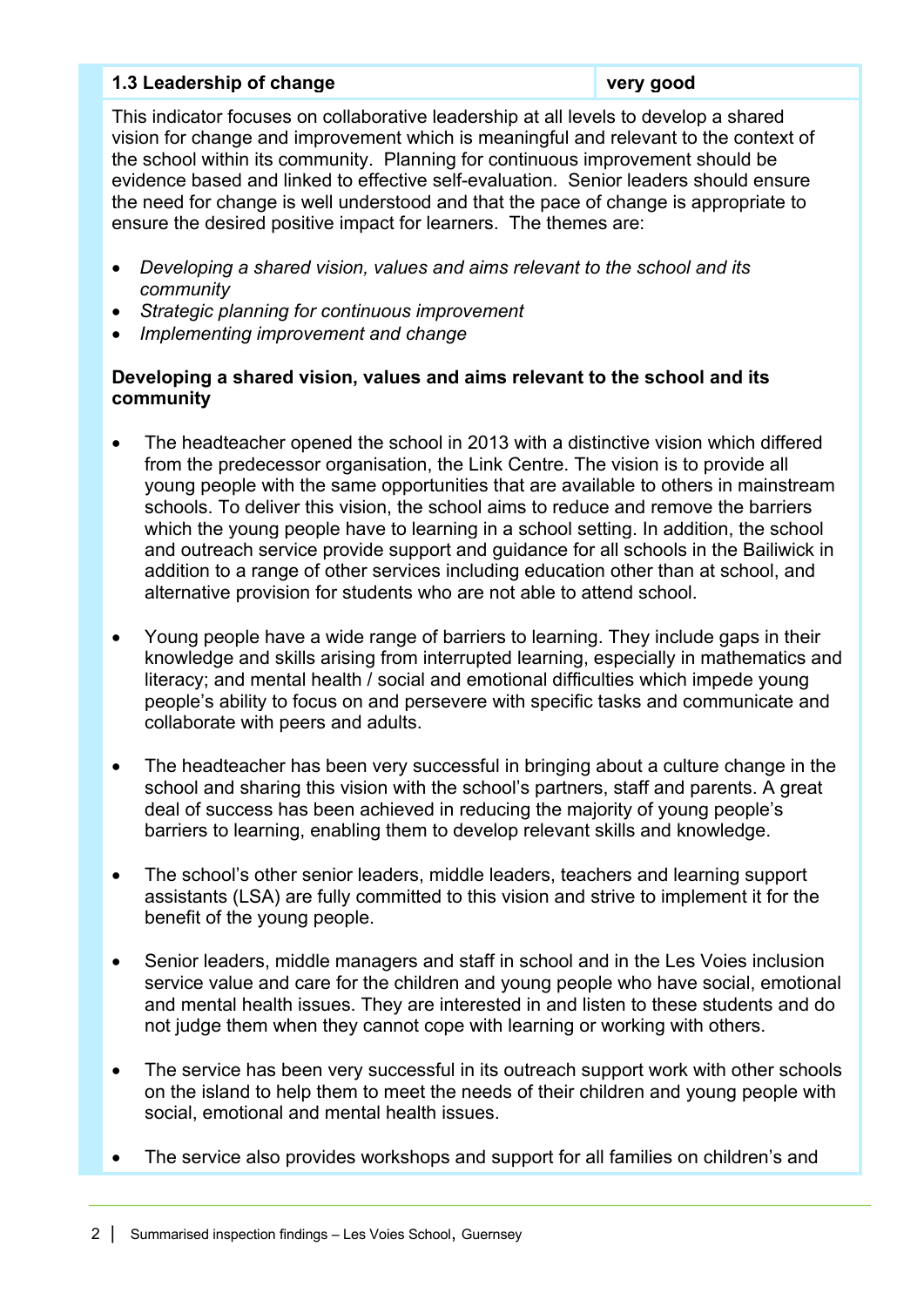| 1.3 Leadership of change | very good |
| --- | --- |

This indicator focuses on collaborative leadership at all levels to develop a shared vision for change and improvement which is meaningful and relevant to the context of the school within its community. Planning for continuous improvement should be evidence based and linked to effective self-evaluation. Senior leaders should ensure the need for change is well understood and that the pace of change is appropriate to ensure the desired positive impact for learners. The themes are:

- *Developing a shared vision, values and aims relevant to the school and its community*
- *Strategic planning for continuous improvement*
- *Implementing improvement and change*

**Developing a shared vision, values and aims relevant to the school and its community**

- The headteacher opened the school in 2013 with a distinctive vision which differed from the predecessor organisation, the Link Centre. The vision is to provide all young people with the same opportunities that are available to others in mainstream schools. To deliver this vision, the school aims to reduce and remove the barriers which the young people have to learning in a school setting. In addition, the school and outreach service provide support and guidance for all schools in the Bailiwick in addition to a range of other services including education other than at school, and alternative provision for students who are not able to attend school.

- Young people have a wide range of barriers to learning. They include gaps in their knowledge and skills arising from interrupted learning, especially in mathematics and literacy; and mental health / social and emotional difficulties which impede young people's ability to focus on and persevere with specific tasks and communicate and collaborate with peers and adults.

- The headteacher has been very successful in bringing about a culture change in the school and sharing this vision with the school's partners, staff and parents. A great deal of success has been achieved in reducing the majority of young people's barriers to learning, enabling them to develop relevant skills and knowledge.

- The school's other senior leaders, middle leaders, teachers and learning support assistants (LSA) are fully committed to this vision and strive to implement it for the benefit of the young people.

- Senior leaders, middle managers and staff in school and in the Les Voies inclusion service value and care for the children and young people who have social, emotional and mental health issues. They are interested in and listen to these students and do not judge them when they cannot cope with learning or working with others.

- The service has been very successful in its outreach support work with other schools on the island to help them to meet the needs of their children and young people with social, emotional and mental health issues.

- The service also provides workshops and support for all families on children's and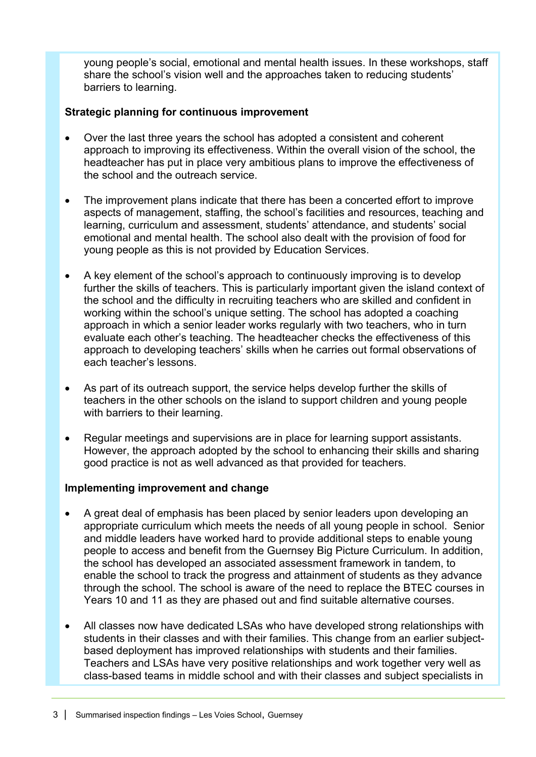young people's social, emotional and mental health issues. In these workshops, staff share the school's vision well and the approaches taken to reducing students' barriers to learning.

**Strategic planning for continuous improvement**

- Over the last three years the school has adopted a consistent and coherent approach to improving its effectiveness. Within the overall vision of the school, the headteacher has put in place very ambitious plans to improve the effectiveness of the school and the outreach service.

- The improvement plans indicate that there has been a concerted effort to improve aspects of management, staffing, the school's facilities and resources, teaching and learning, curriculum and assessment, students' attendance, and students' social emotional and mental health. The school also dealt with the provision of food for young people as this is not provided by Education Services.

- A key element of the school's approach to continuously improving is to develop further the skills of teachers. This is particularly important given the island context of the school and the difficulty in recruiting teachers who are skilled and confident in working within the school's unique setting. The school has adopted a coaching approach in which a senior leader works regularly with two teachers, who in turn evaluate each other's teaching. The headteacher checks the effectiveness of this approach to developing teachers' skills when he carries out formal observations of each teacher's lessons.

- As part of its outreach support, the service helps develop further the skills of teachers in the other schools on the island to support children and young people with barriers to their learning.

- Regular meetings and supervisions are in place for learning support assistants. However, the approach adopted by the school to enhancing their skills and sharing good practice is not as well advanced as that provided for teachers.

**Implementing improvement and change**

- A great deal of emphasis has been placed by senior leaders upon developing an appropriate curriculum which meets the needs of all young people in school. Senior and middle leaders have worked hard to provide additional steps to enable young people to access and benefit from the Guernsey Big Picture Curriculum. In addition, the school has developed an associated assessment framework in tandem, to enable the school to track the progress and attainment of students as they advance through the school. The school is aware of the need to replace the BTEC courses in Years 10 and 11 as they are phased out and find suitable alternative courses.

- All classes now have dedicated LSAs who have developed strong relationships with students in their classes and with their families. This change from an earlier subject-based deployment has improved relationships with students and their families. Teachers and LSAs have very positive relationships and work together very well as class-based teams in middle school and with their classes and subject specialists in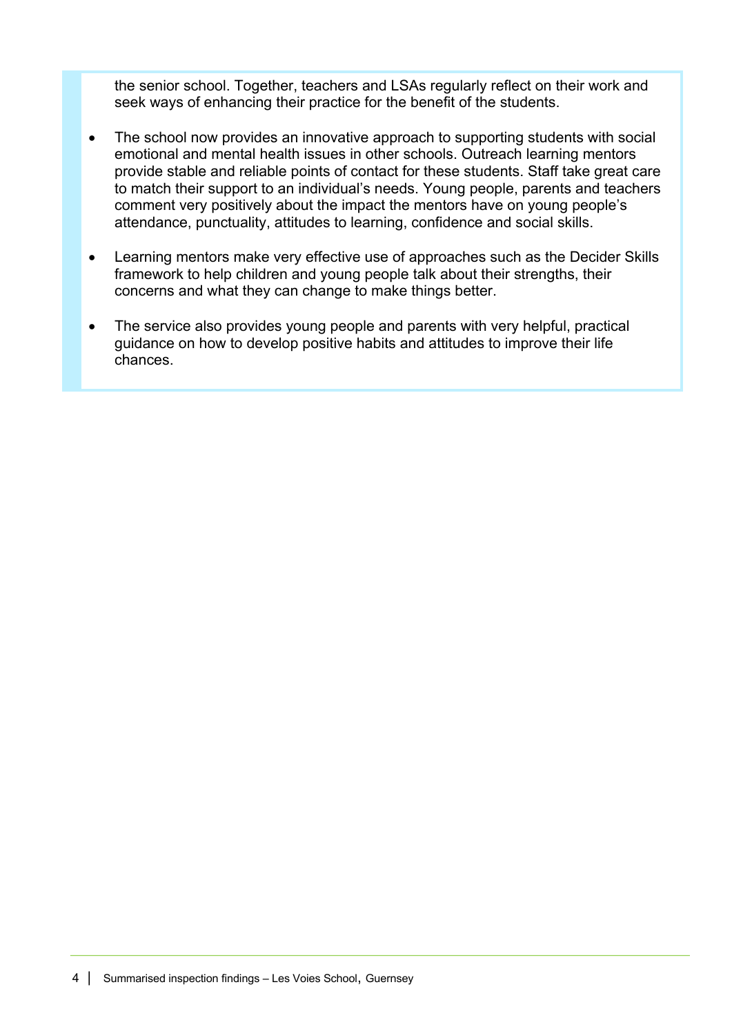the senior school. Together, teachers and LSAs regularly reflect on their work and seek ways of enhancing their practice for the benefit of the students.

- The school now provides an innovative approach to supporting students with social emotional and mental health issues in other schools. Outreach learning mentors provide stable and reliable points of contact for these students. Staff take great care to match their support to an individual's needs. Young people, parents and teachers comment very positively about the impact the mentors have on young people's attendance, punctuality, attitudes to learning, confidence and social skills.
- Learning mentors make very effective use of approaches such as the Decider Skills framework to help children and young people talk about their strengths, their concerns and what they can change to make things better.
- The service also provides young people and parents with very helpful, practical guidance on how to develop positive habits and attitudes to improve their life chances.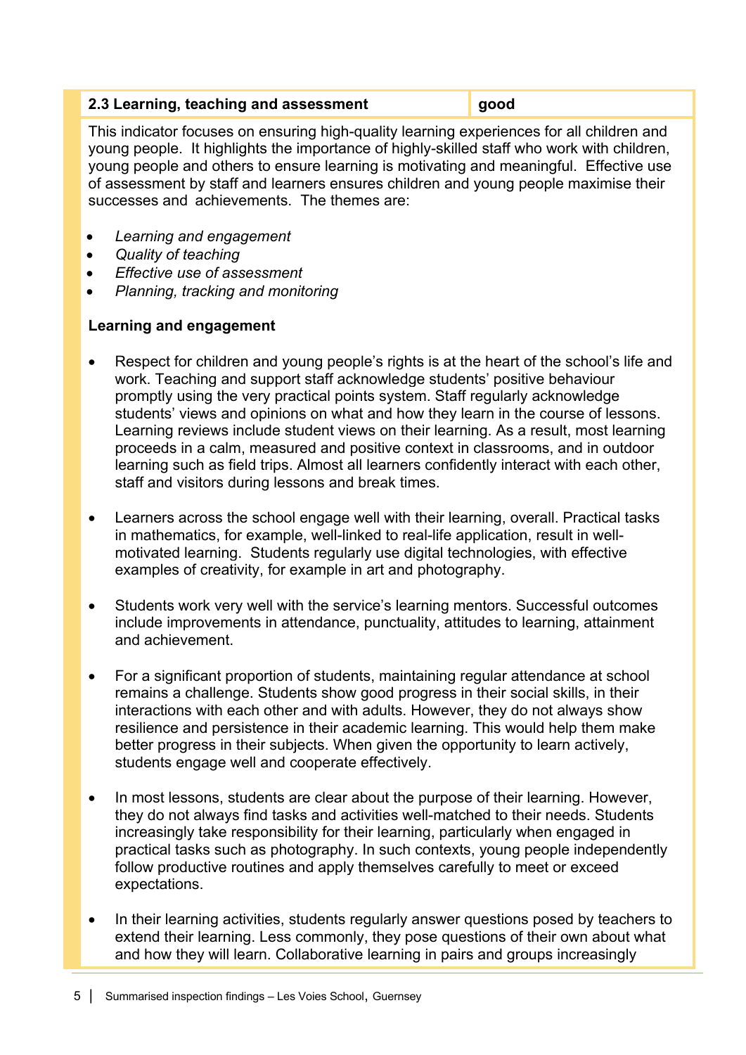| 2.3 Learning, teaching and assessment | good |
| --- | --- |

This indicator focuses on ensuring high-quality learning experiences for all children and young people. It highlights the importance of highly-skilled staff who work with children, young people and others to ensure learning is motivating and meaningful. Effective use of assessment by staff and learners ensures children and young people maximise their successes and achievements. The themes are:

- *Learning and engagement*
- *Quality of teaching*
- *Effective use of assessment*
- *Planning, tracking and monitoring*

**Learning and engagement**

- Respect for children and young people's rights is at the heart of the school's life and work. Teaching and support staff acknowledge students' positive behaviour promptly using the very practical points system. Staff regularly acknowledge students' views and opinions on what and how they learn in the course of lessons. Learning reviews include student views on their learning. As a result, most learning proceeds in a calm, measured and positive context in classrooms, and in outdoor learning such as field trips. Almost all learners confidently interact with each other, staff and visitors during lessons and break times.

- Learners across the school engage well with their learning, overall. Practical tasks in mathematics, for example, well-linked to real-life application, result in well-motivated learning. Students regularly use digital technologies, with effective examples of creativity, for example in art and photography.

- Students work very well with the service's learning mentors. Successful outcomes include improvements in attendance, punctuality, attitudes to learning, attainment and achievement.

- For a significant proportion of students, maintaining regular attendance at school remains a challenge. Students show good progress in their social skills, in their interactions with each other and with adults. However, they do not always show resilience and persistence in their academic learning. This would help them make better progress in their subjects. When given the opportunity to learn actively, students engage well and cooperate effectively.

- In most lessons, students are clear about the purpose of their learning. However, they do not always find tasks and activities well-matched to their needs. Students increasingly take responsibility for their learning, particularly when engaged in practical tasks such as photography. In such contexts, young people independently follow productive routines and apply themselves carefully to meet or exceed expectations.

- In their learning activities, students regularly answer questions posed by teachers to extend their learning. Less commonly, they pose questions of their own about what and how they will learn. Collaborative learning in pairs and groups increasingly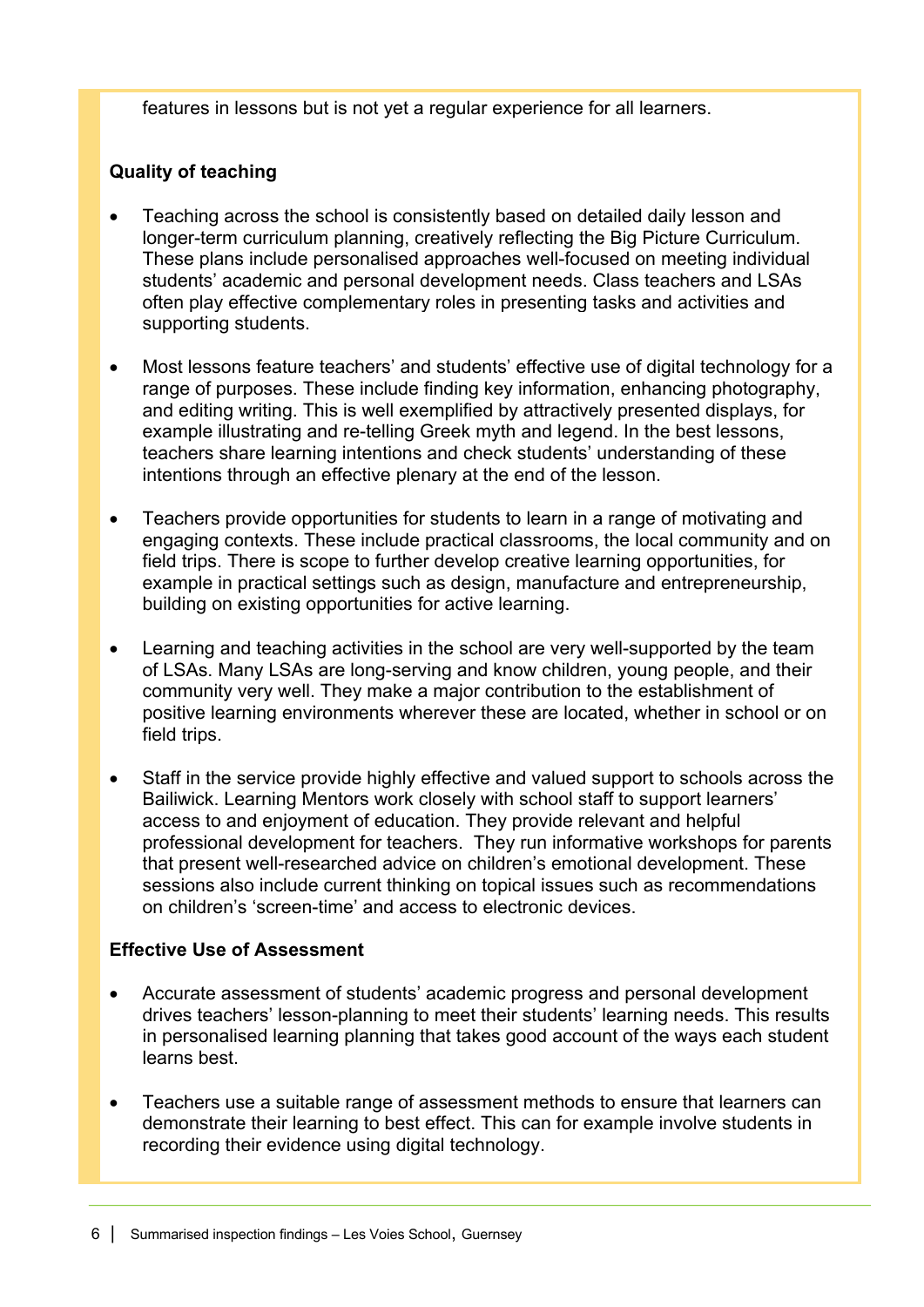features in lessons but is not yet a regular experience for all learners.

**Quality of teaching**

- Teaching across the school is consistently based on detailed daily lesson and longer-term curriculum planning, creatively reflecting the Big Picture Curriculum. These plans include personalised approaches well-focused on meeting individual students' academic and personal development needs. Class teachers and LSAs often play effective complementary roles in presenting tasks and activities and supporting students.

- Most lessons feature teachers' and students' effective use of digital technology for a range of purposes. These include finding key information, enhancing photography, and editing writing. This is well exemplified by attractively presented displays, for example illustrating and re-telling Greek myth and legend. In the best lessons, teachers share learning intentions and check students' understanding of these intentions through an effective plenary at the end of the lesson.

- Teachers provide opportunities for students to learn in a range of motivating and engaging contexts. These include practical classrooms, the local community and on field trips. There is scope to further develop creative learning opportunities, for example in practical settings such as design, manufacture and entrepreneurship, building on existing opportunities for active learning.

- Learning and teaching activities in the school are very well-supported by the team of LSAs. Many LSAs are long-serving and know children, young people, and their community very well. They make a major contribution to the establishment of positive learning environments wherever these are located, whether in school or on field trips.

- Staff in the service provide highly effective and valued support to schools across the Bailiwick. Learning Mentors work closely with school staff to support learners' access to and enjoyment of education. They provide relevant and helpful professional development for teachers. They run informative workshops for parents that present well-researched advice on children's emotional development. These sessions also include current thinking on topical issues such as recommendations on children's 'screen-time' and access to electronic devices.

**Effective Use of Assessment**

- Accurate assessment of students' academic progress and personal development drives teachers' lesson-planning to meet their students' learning needs. This results in personalised learning planning that takes good account of the ways each student learns best.

- Teachers use a suitable range of assessment methods to ensure that learners can demonstrate their learning to best effect. This can for example involve students in recording their evidence using digital technology.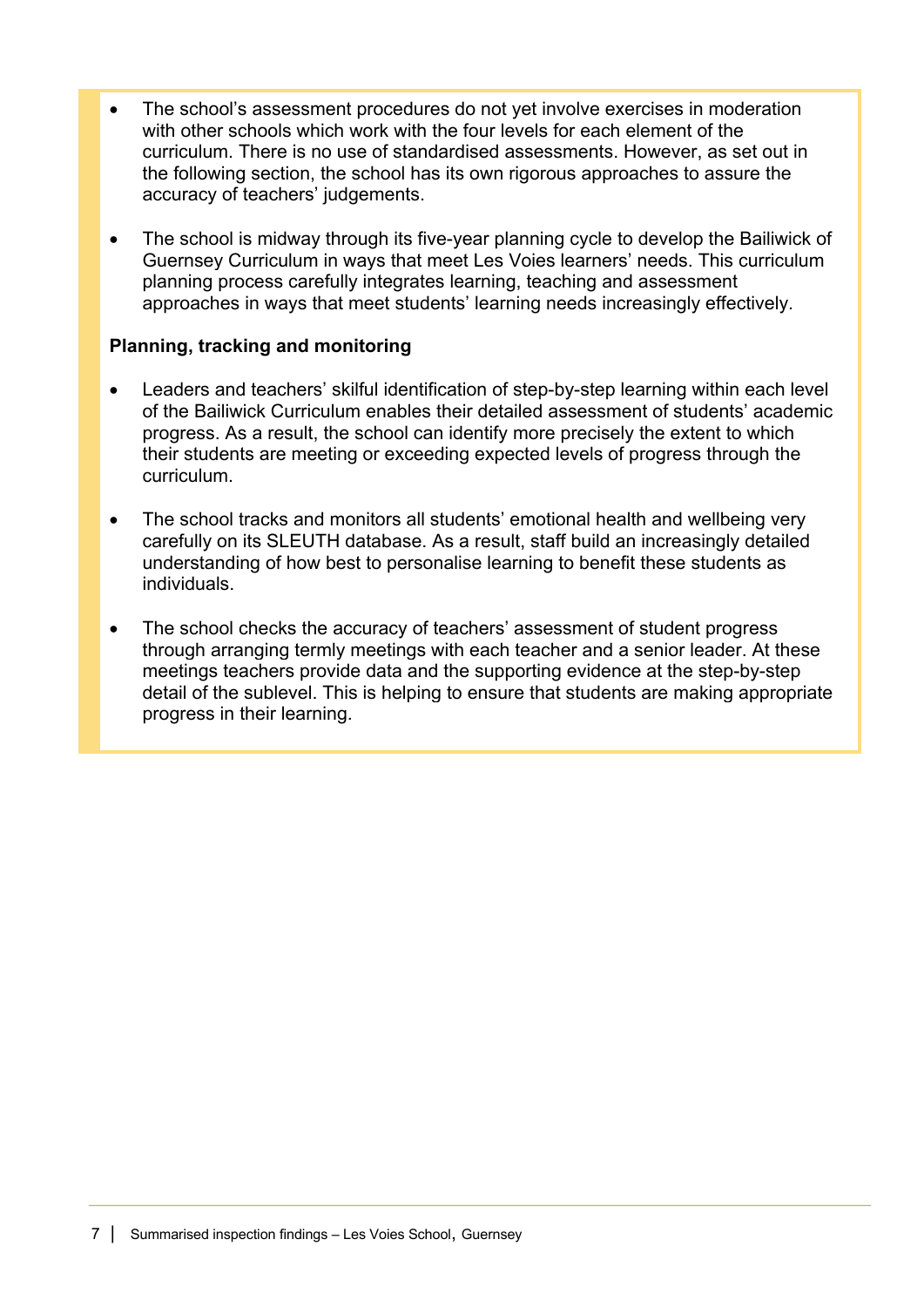- The school's assessment procedures do not yet involve exercises in moderation with other schools which work with the four levels for each element of the curriculum. There is no use of standardised assessments. However, as set out in the following section, the school has its own rigorous approaches to assure the accuracy of teachers' judgements.

- The school is midway through its five-year planning cycle to develop the Bailiwick of Guernsey Curriculum in ways that meet Les Voies learners' needs. This curriculum planning process carefully integrates learning, teaching and assessment approaches in ways that meet students' learning needs increasingly effectively.

**Planning, tracking and monitoring**

- Leaders and teachers' skilful identification of step-by-step learning within each level of the Bailiwick Curriculum enables their detailed assessment of students' academic progress. As a result, the school can identify more precisely the extent to which their students are meeting or exceeding expected levels of progress through the curriculum.

- The school tracks and monitors all students' emotional health and wellbeing very carefully on its SLEUTH database. As a result, staff build an increasingly detailed understanding of how best to personalise learning to benefit these students as individuals.

- The school checks the accuracy of teachers' assessment of student progress through arranging termly meetings with each teacher and a senior leader. At these meetings teachers provide data and the supporting evidence at the step-by-step detail of the sublevel. This is helping to ensure that students are making appropriate progress in their learning.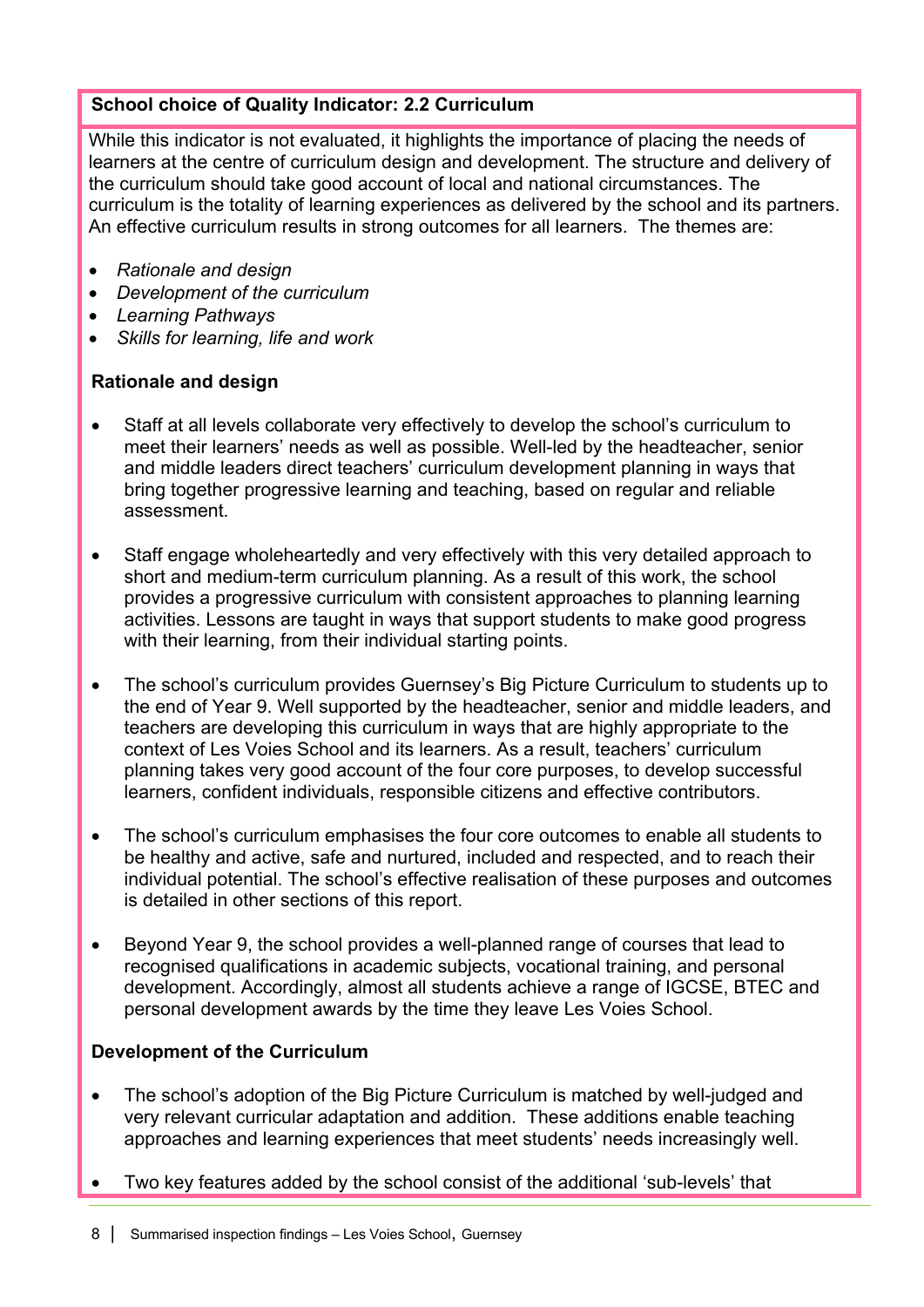**School choice of Quality Indicator: 2.2 Curriculum**

While this indicator is not evaluated, it highlights the importance of placing the needs of learners at the centre of curriculum design and development. The structure and delivery of the curriculum should take good account of local and national circumstances. The curriculum is the totality of learning experiences as delivered by the school and its partners. An effective curriculum results in strong outcomes for all learners. The themes are:

- *Rationale and design*
- *Development of the curriculum*
- *Learning Pathways*
- *Skills for learning, life and work*

**Rationale and design**

- Staff at all levels collaborate very effectively to develop the school's curriculum to meet their learners' needs as well as possible. Well-led by the headteacher, senior and middle leaders direct teachers' curriculum development planning in ways that bring together progressive learning and teaching, based on regular and reliable assessment.

- Staff engage wholeheartedly and very effectively with this very detailed approach to short and medium-term curriculum planning. As a result of this work, the school provides a progressive curriculum with consistent approaches to planning learning activities. Lessons are taught in ways that support students to make good progress with their learning, from their individual starting points.

- The school's curriculum provides Guernsey's Big Picture Curriculum to students up to the end of Year 9. Well supported by the headteacher, senior and middle leaders, and teachers are developing this curriculum in ways that are highly appropriate to the context of Les Voies School and its learners. As a result, teachers' curriculum planning takes very good account of the four core purposes, to develop successful learners, confident individuals, responsible citizens and effective contributors.

- The school's curriculum emphasises the four core outcomes to enable all students to be healthy and active, safe and nurtured, included and respected, and to reach their individual potential. The school's effective realisation of these purposes and outcomes is detailed in other sections of this report.

- Beyond Year 9, the school provides a well-planned range of courses that lead to recognised qualifications in academic subjects, vocational training, and personal development. Accordingly, almost all students achieve a range of IGCSE, BTEC and personal development awards by the time they leave Les Voies School.

**Development of the Curriculum**

- The school's adoption of the Big Picture Curriculum is matched by well-judged and very relevant curricular adaptation and addition. These additions enable teaching approaches and learning experiences that meet students' needs increasingly well.

- Two key features added by the school consist of the additional 'sub-levels' that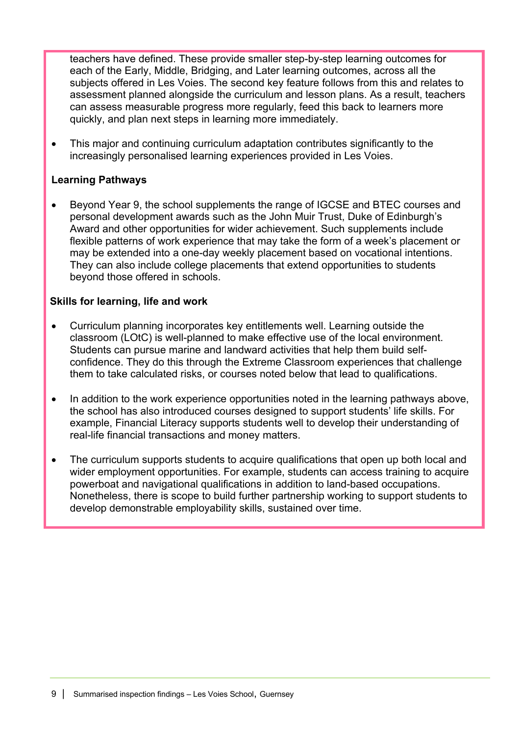teachers have defined. These provide smaller step-by-step learning outcomes for each of the Early, Middle, Bridging, and Later learning outcomes, across all the subjects offered in Les Voies. The second key feature follows from this and relates to assessment planned alongside the curriculum and lesson plans. As a result, teachers can assess measurable progress more regularly, feed this back to learners more quickly, and plan next steps in learning more immediately.

- This major and continuing curriculum adaptation contributes significantly to the increasingly personalised learning experiences provided in Les Voies.

**Learning Pathways**

- Beyond Year 9, the school supplements the range of IGCSE and BTEC courses and personal development awards such as the John Muir Trust, Duke of Edinburgh's Award and other opportunities for wider achievement. Such supplements include flexible patterns of work experience that may take the form of a week's placement or may be extended into a one-day weekly placement based on vocational intentions. They can also include college placements that extend opportunities to students beyond those offered in schools.

**Skills for learning, life and work**

- Curriculum planning incorporates key entitlements well. Learning outside the classroom (LOtC) is well-planned to make effective use of the local environment. Students can pursue marine and landward activities that help them build self-confidence. They do this through the Extreme Classroom experiences that challenge them to take calculated risks, or courses noted below that lead to qualifications.

- In addition to the work experience opportunities noted in the learning pathways above, the school has also introduced courses designed to support students' life skills. For example, Financial Literacy supports students well to develop their understanding of real-life financial transactions and money matters.

- The curriculum supports students to acquire qualifications that open up both local and wider employment opportunities. For example, students can access training to acquire powerboat and navigational qualifications in addition to land-based occupations. Nonetheless, there is scope to build further partnership working to support students to develop demonstrable employability skills, sustained over time.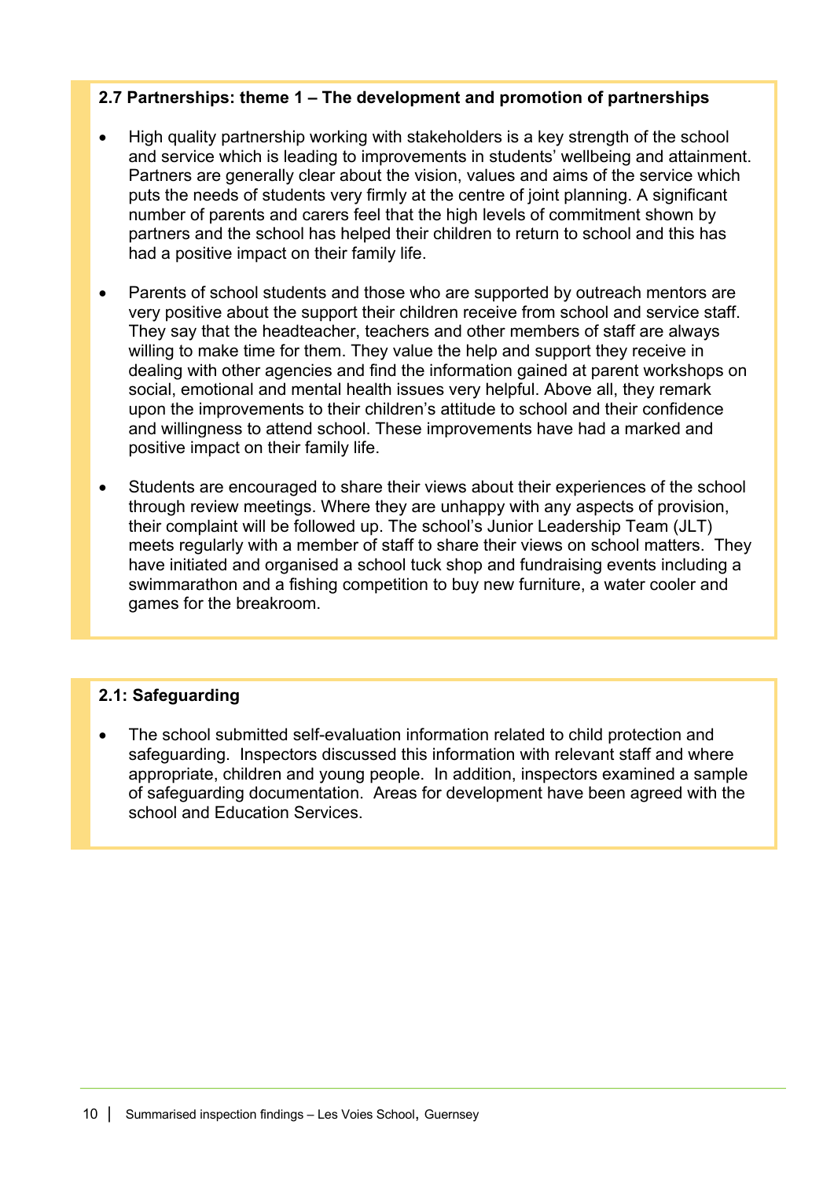### 2.7 Partnerships: theme 1 – The development and promotion of partnerships

- High quality partnership working with stakeholders is a key strength of the school and service which is leading to improvements in students' wellbeing and attainment. Partners are generally clear about the vision, values and aims of the service which puts the needs of students very firmly at the centre of joint planning. A significant number of parents and carers feel that the high levels of commitment shown by partners and the school has helped their children to return to school and this has had a positive impact on their family life.

- Parents of school students and those who are supported by outreach mentors are very positive about the support their children receive from school and service staff. They say that the headteacher, teachers and other members of staff are always willing to make time for them. They value the help and support they receive in dealing with other agencies and find the information gained at parent workshops on social, emotional and mental health issues very helpful. Above all, they remark upon the improvements to their children's attitude to school and their confidence and willingness to attend school. These improvements have had a marked and positive impact on their family life.

- Students are encouraged to share their views about their experiences of the school through review meetings. Where they are unhappy with any aspects of provision, their complaint will be followed up. The school's Junior Leadership Team (JLT) meets regularly with a member of staff to share their views on school matters. They have initiated and organised a school tuck shop and fundraising events including a swimmarathon and a fishing competition to buy new furniture, a water cooler and games for the breakroom.

### 2.1: Safeguarding

- The school submitted self-evaluation information related to child protection and safeguarding. Inspectors discussed this information with relevant staff and where appropriate, children and young people. In addition, inspectors examined a sample of safeguarding documentation. Areas for development have been agreed with the school and Education Services.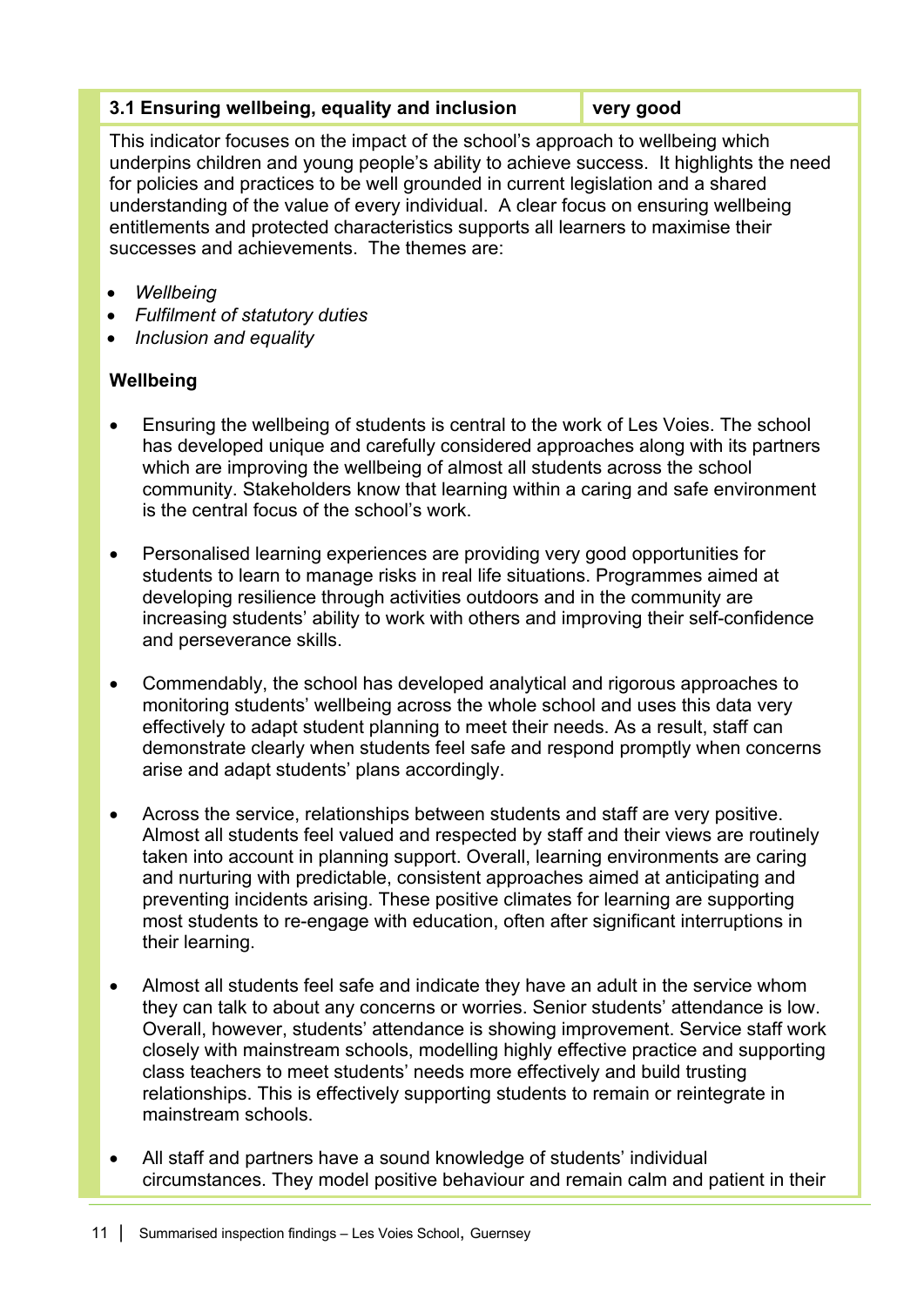| 3.1 Ensuring wellbeing, equality and inclusion | very good |
| --- | --- |

This indicator focuses on the impact of the school's approach to wellbeing which underpins children and young people's ability to achieve success. It highlights the need for policies and practices to be well grounded in current legislation and a shared understanding of the value of every individual. A clear focus on ensuring wellbeing entitlements and protected characteristics supports all learners to maximise their successes and achievements. The themes are:

- *Wellbeing*
- *Fulfilment of statutory duties*
- *Inclusion and equality*

**Wellbeing**

- Ensuring the wellbeing of students is central to the work of Les Voies. The school has developed unique and carefully considered approaches along with its partners which are improving the wellbeing of almost all students across the school community. Stakeholders know that learning within a caring and safe environment is the central focus of the school's work.

- Personalised learning experiences are providing very good opportunities for students to learn to manage risks in real life situations. Programmes aimed at developing resilience through activities outdoors and in the community are increasing students' ability to work with others and improving their self-confidence and perseverance skills.

- Commendably, the school has developed analytical and rigorous approaches to monitoring students' wellbeing across the whole school and uses this data very effectively to adapt student planning to meet their needs. As a result, staff can demonstrate clearly when students feel safe and respond promptly when concerns arise and adapt students' plans accordingly.

- Across the service, relationships between students and staff are very positive. Almost all students feel valued and respected by staff and their views are routinely taken into account in planning support. Overall, learning environments are caring and nurturing with predictable, consistent approaches aimed at anticipating and preventing incidents arising. These positive climates for learning are supporting most students to re-engage with education, often after significant interruptions in their learning.

- Almost all students feel safe and indicate they have an adult in the service whom they can talk to about any concerns or worries. Senior students' attendance is low. Overall, however, students' attendance is showing improvement. Service staff work closely with mainstream schools, modelling highly effective practice and supporting class teachers to meet students' needs more effectively and build trusting relationships. This is effectively supporting students to remain or reintegrate in mainstream schools.

- All staff and partners have a sound knowledge of students' individual circumstances. They model positive behaviour and remain calm and patient in their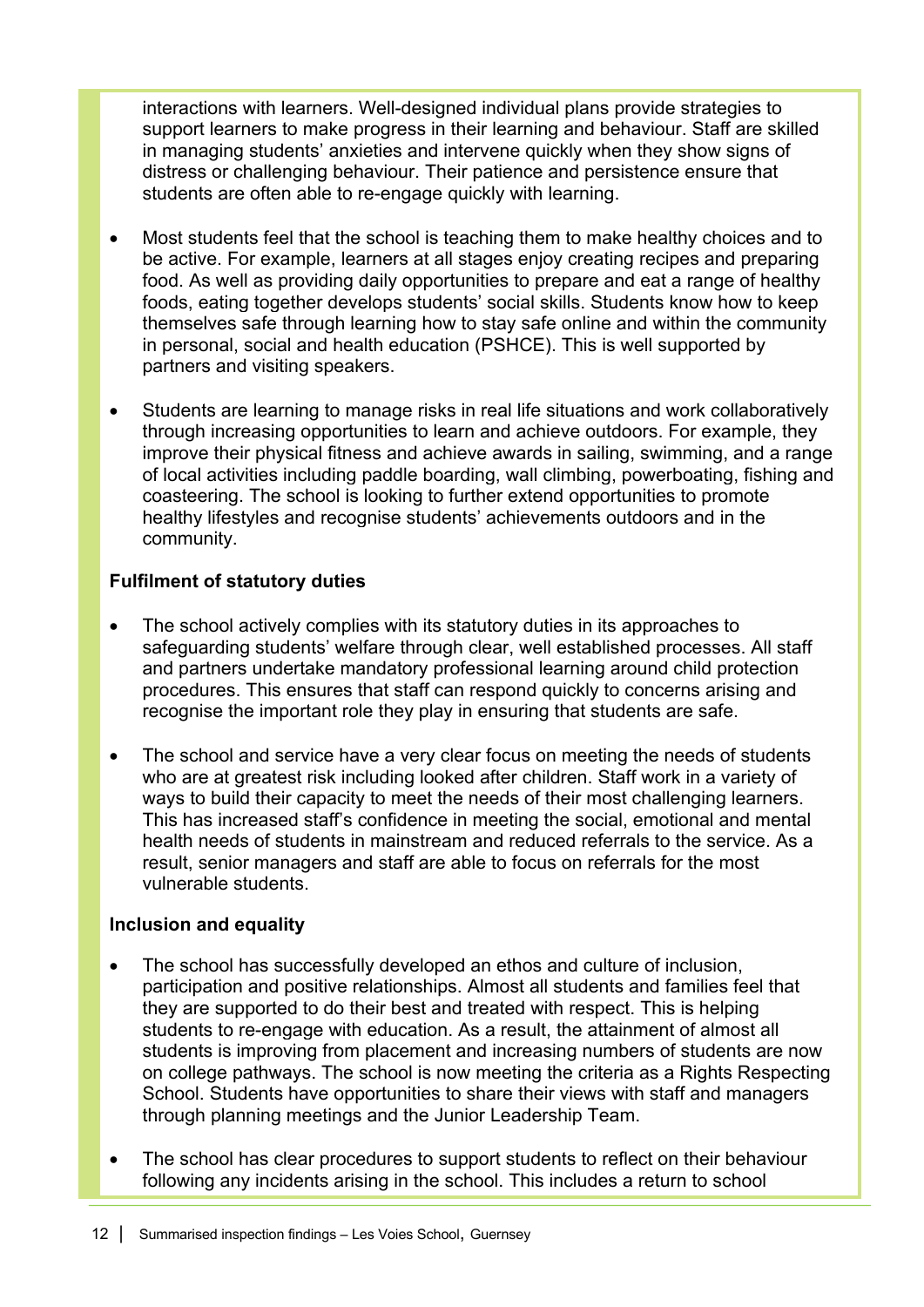interactions with learners. Well-designed individual plans provide strategies to support learners to make progress in their learning and behaviour. Staff are skilled in managing students' anxieties and intervene quickly when they show signs of distress or challenging behaviour. Their patience and persistence ensure that students are often able to re-engage quickly with learning.

- Most students feel that the school is teaching them to make healthy choices and to be active. For example, learners at all stages enjoy creating recipes and preparing food. As well as providing daily opportunities to prepare and eat a range of healthy foods, eating together develops students' social skills. Students know how to keep themselves safe through learning how to stay safe online and within the community in personal, social and health education (PSHCE). This is well supported by partners and visiting speakers.

- Students are learning to manage risks in real life situations and work collaboratively through increasing opportunities to learn and achieve outdoors. For example, they improve their physical fitness and achieve awards in sailing, swimming, and a range of local activities including paddle boarding, wall climbing, powerboating, fishing and coasteering. The school is looking to further extend opportunities to promote healthy lifestyles and recognise students' achievements outdoors and in the community.

**Fulfilment of statutory duties**

- The school actively complies with its statutory duties in its approaches to safeguarding students' welfare through clear, well established processes. All staff and partners undertake mandatory professional learning around child protection procedures. This ensures that staff can respond quickly to concerns arising and recognise the important role they play in ensuring that students are safe.

- The school and service have a very clear focus on meeting the needs of students who are at greatest risk including looked after children. Staff work in a variety of ways to build their capacity to meet the needs of their most challenging learners. This has increased staff's confidence in meeting the social, emotional and mental health needs of students in mainstream and reduced referrals to the service. As a result, senior managers and staff are able to focus on referrals for the most vulnerable students.

**Inclusion and equality**

- The school has successfully developed an ethos and culture of inclusion, participation and positive relationships. Almost all students and families feel that they are supported to do their best and treated with respect. This is helping students to re-engage with education. As a result, the attainment of almost all students is improving from placement and increasing numbers of students are now on college pathways. The school is now meeting the criteria as a Rights Respecting School. Students have opportunities to share their views with staff and managers through planning meetings and the Junior Leadership Team.

- The school has clear procedures to support students to reflect on their behaviour following any incidents arising in the school. This includes a return to school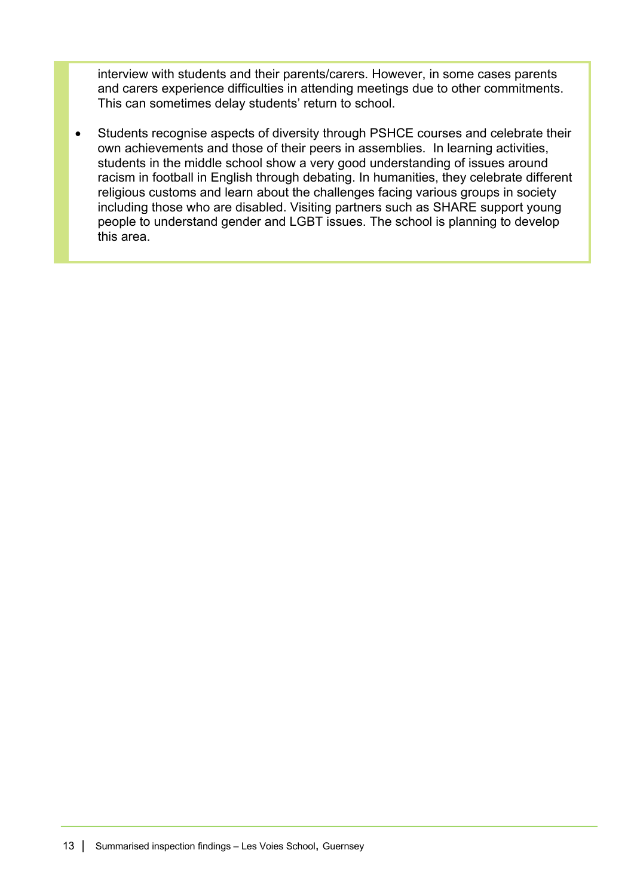interview with students and their parents/carers. However, in some cases parents and carers experience difficulties in attending meetings due to other commitments. This can sometimes delay students' return to school.

- Students recognise aspects of diversity through PSHCE courses and celebrate their own achievements and those of their peers in assemblies. In learning activities, students in the middle school show a very good understanding of issues around racism in football in English through debating. In humanities, they celebrate different religious customs and learn about the challenges facing various groups in society including those who are disabled. Visiting partners such as SHARE support young people to understand gender and LGBT issues. The school is planning to develop this area.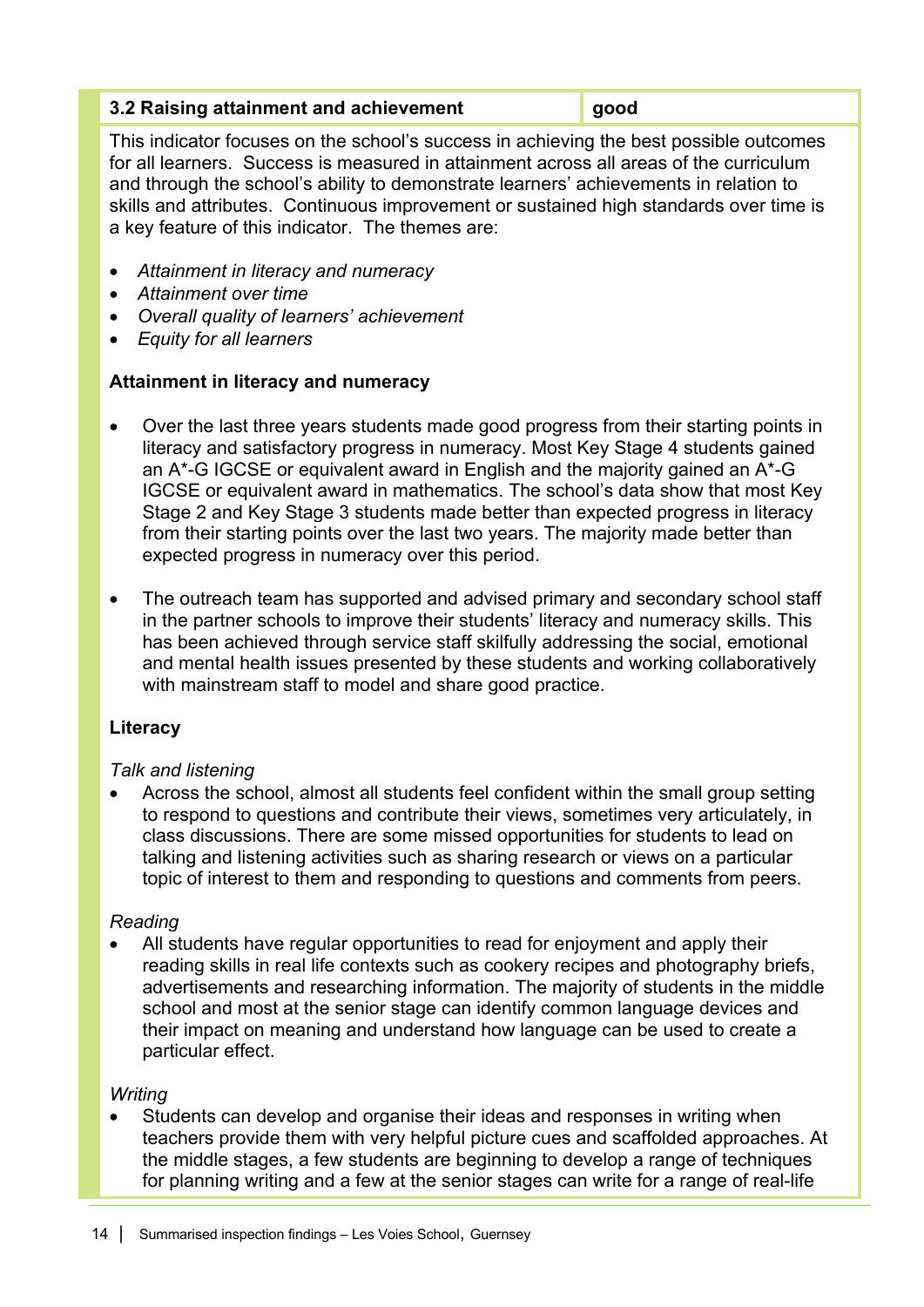| 3.2 Raising attainment and achievement | good |
|---|---|

This indicator focuses on the school's success in achieving the best possible outcomes for all learners. Success is measured in attainment across all areas of the curriculum and through the school's ability to demonstrate learners' achievements in relation to skills and attributes. Continuous improvement or sustained high standards over time is a key feature of this indicator. The themes are:

- *Attainment in literacy and numeracy*
- *Attainment over time*
- *Overall quality of learners' achievement*
- *Equity for all learners*

**Attainment in literacy and numeracy**

- Over the last three years students made good progress from their starting points in literacy and satisfactory progress in numeracy. Most Key Stage 4 students gained an A*-G IGCSE or equivalent award in English and the majority gained an A*-G IGCSE or equivalent award in mathematics. The school's data show that most Key Stage 2 and Key Stage 3 students made better than expected progress in literacy from their starting points over the last two years. The majority made better than expected progress in numeracy over this period.

- The outreach team has supported and advised primary and secondary school staff in the partner schools to improve their students' literacy and numeracy skills. This has been achieved through service staff skilfully addressing the social, emotional and mental health issues presented by these students and working collaboratively with mainstream staff to model and share good practice.

**Literacy**

*Talk and listening*

- Across the school, almost all students feel confident within the small group setting to respond to questions and contribute their views, sometimes very articulately, in class discussions. There are some missed opportunities for students to lead on talking and listening activities such as sharing research or views on a particular topic of interest to them and responding to questions and comments from peers.

*Reading*

- All students have regular opportunities to read for enjoyment and apply their reading skills in real life contexts such as cookery recipes and photography briefs, advertisements and researching information. The majority of students in the middle school and most at the senior stage can identify common language devices and their impact on meaning and understand how language can be used to create a particular effect.

*Writing*

- Students can develop and organise their ideas and responses in writing when teachers provide them with very helpful picture cues and scaffolded approaches. At the middle stages, a few students are beginning to develop a range of techniques for planning writing and a few at the senior stages can write for a range of real-life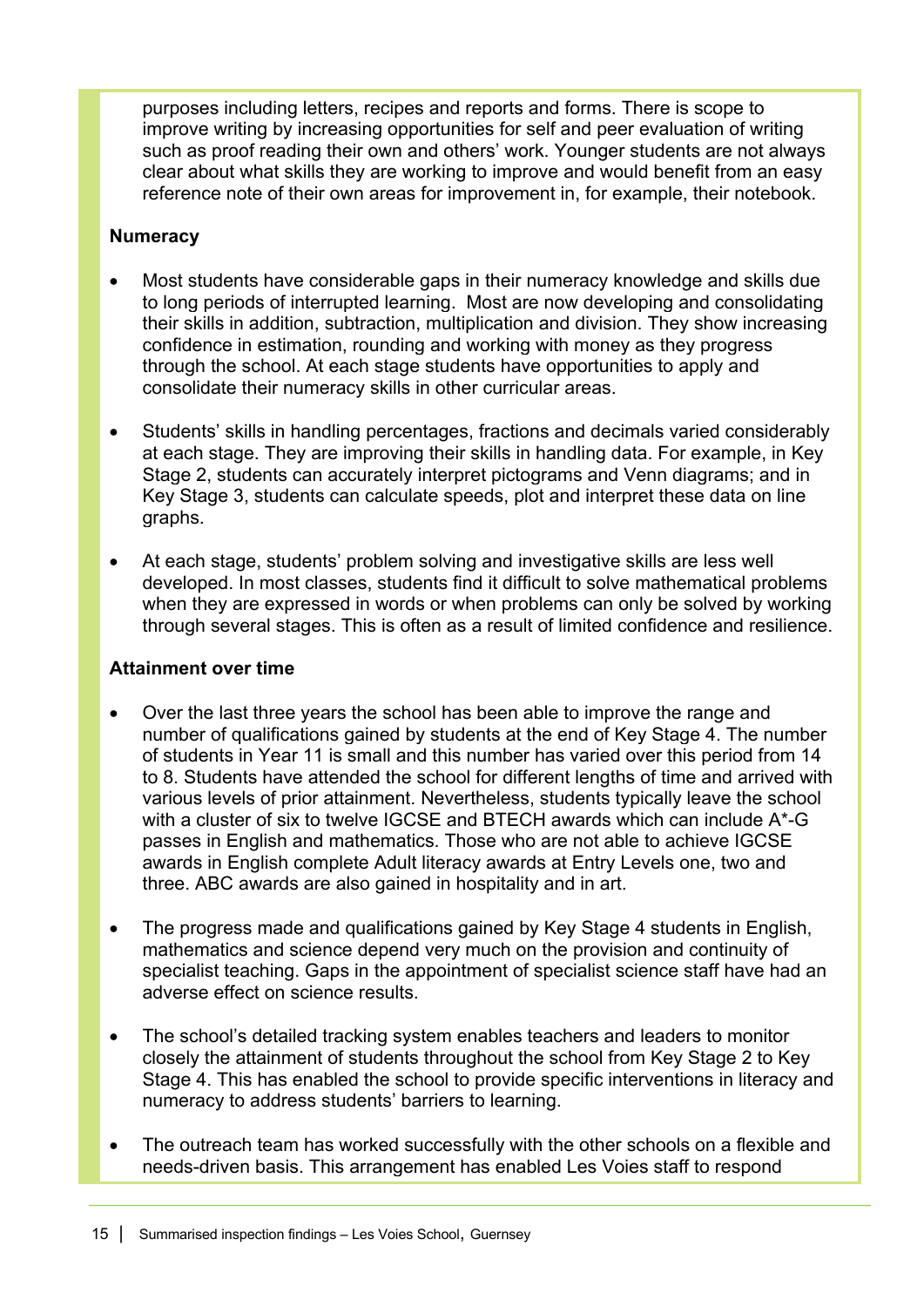purposes including letters, recipes and reports and forms. There is scope to improve writing by increasing opportunities for self and peer evaluation of writing such as proof reading their own and others' work. Younger students are not always clear about what skills they are working to improve and would benefit from an easy reference note of their own areas for improvement in, for example, their notebook.

**Numeracy**

- Most students have considerable gaps in their numeracy knowledge and skills due to long periods of interrupted learning. Most are now developing and consolidating their skills in addition, subtraction, multiplication and division. They show increasing confidence in estimation, rounding and working with money as they progress through the school. At each stage students have opportunities to apply and consolidate their numeracy skills in other curricular areas.

- Students' skills in handling percentages, fractions and decimals varied considerably at each stage. They are improving their skills in handling data. For example, in Key Stage 2, students can accurately interpret pictograms and Venn diagrams; and in Key Stage 3, students can calculate speeds, plot and interpret these data on line graphs.

- At each stage, students' problem solving and investigative skills are less well developed. In most classes, students find it difficult to solve mathematical problems when they are expressed in words or when problems can only be solved by working through several stages. This is often as a result of limited confidence and resilience.

**Attainment over time**

- Over the last three years the school has been able to improve the range and number of qualifications gained by students at the end of Key Stage 4. The number of students in Year 11 is small and this number has varied over this period from 14 to 8. Students have attended the school for different lengths of time and arrived with various levels of prior attainment. Nevertheless, students typically leave the school with a cluster of six to twelve IGCSE and BTECH awards which can include A*-G passes in English and mathematics. Those who are not able to achieve IGCSE awards in English complete Adult literacy awards at Entry Levels one, two and three. ABC awards are also gained in hospitality and in art.

- The progress made and qualifications gained by Key Stage 4 students in English, mathematics and science depend very much on the provision and continuity of specialist teaching. Gaps in the appointment of specialist science staff have had an adverse effect on science results.

- The school's detailed tracking system enables teachers and leaders to monitor closely the attainment of students throughout the school from Key Stage 2 to Key Stage 4. This has enabled the school to provide specific interventions in literacy and numeracy to address students' barriers to learning.

- The outreach team has worked successfully with the other schools on a flexible and needs-driven basis. This arrangement has enabled Les Voies staff to respond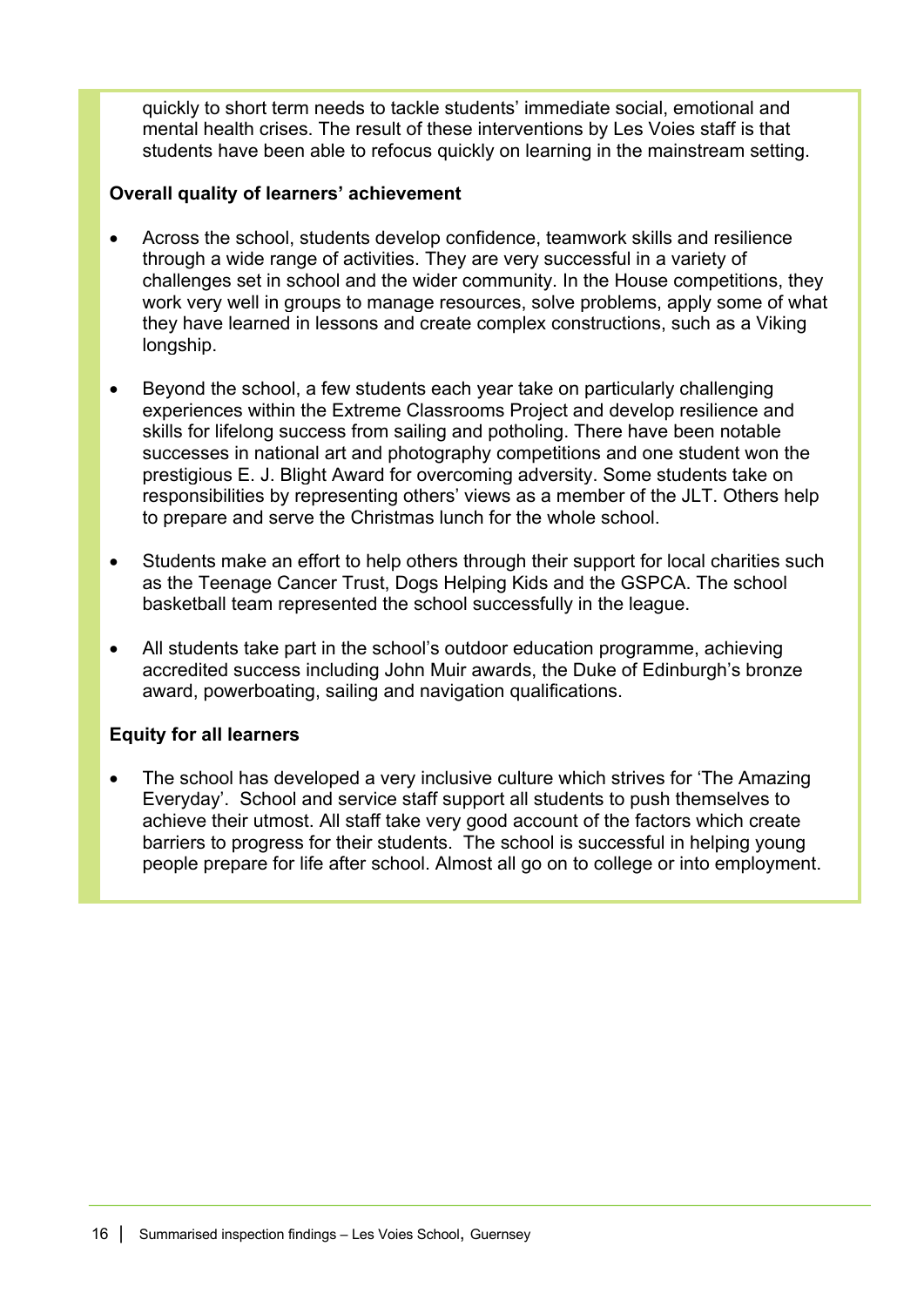quickly to short term needs to tackle students' immediate social, emotional and mental health crises. The result of these interventions by Les Voies staff is that students have been able to refocus quickly on learning in the mainstream setting.

**Overall quality of learners' achievement**

- Across the school, students develop confidence, teamwork skills and resilience through a wide range of activities. They are very successful in a variety of challenges set in school and the wider community. In the House competitions, they work very well in groups to manage resources, solve problems, apply some of what they have learned in lessons and create complex constructions, such as a Viking longship.

- Beyond the school, a few students each year take on particularly challenging experiences within the Extreme Classrooms Project and develop resilience and skills for lifelong success from sailing and potholing. There have been notable successes in national art and photography competitions and one student won the prestigious E. J. Blight Award for overcoming adversity. Some students take on responsibilities by representing others' views as a member of the JLT. Others help to prepare and serve the Christmas lunch for the whole school.

- Students make an effort to help others through their support for local charities such as the Teenage Cancer Trust, Dogs Helping Kids and the GSPCA. The school basketball team represented the school successfully in the league.

- All students take part in the school's outdoor education programme, achieving accredited success including John Muir awards, the Duke of Edinburgh's bronze award, powerboating, sailing and navigation qualifications.

**Equity for all learners**

- The school has developed a very inclusive culture which strives for 'The Amazing Everyday'. School and service staff support all students to push themselves to achieve their utmost. All staff take very good account of the factors which create barriers to progress for their students. The school is successful in helping young people prepare for life after school. Almost all go on to college or into employment.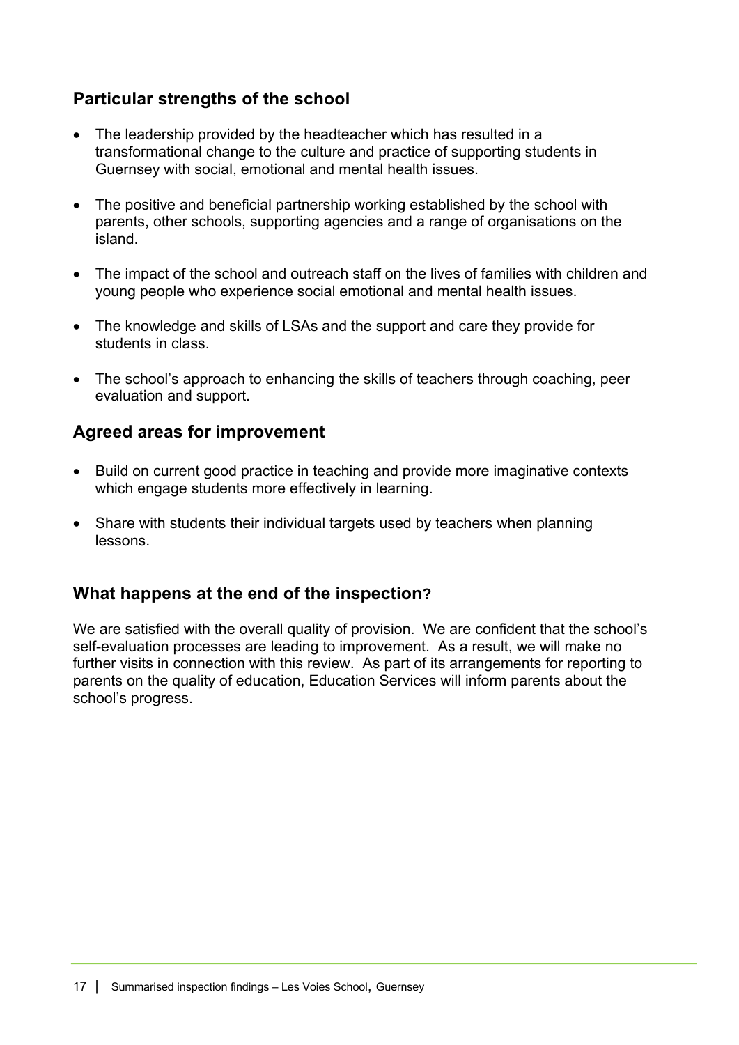## Particular strengths of the school

- The leadership provided by the headteacher which has resulted in a transformational change to the culture and practice of supporting students in Guernsey with social, emotional and mental health issues.
- The positive and beneficial partnership working established by the school with parents, other schools, supporting agencies and a range of organisations on the island.
- The impact of the school and outreach staff on the lives of families with children and young people who experience social emotional and mental health issues.
- The knowledge and skills of LSAs and the support and care they provide for students in class.
- The school's approach to enhancing the skills of teachers through coaching, peer evaluation and support.

## Agreed areas for improvement

- Build on current good practice in teaching and provide more imaginative contexts which engage students more effectively in learning.
- Share with students their individual targets used by teachers when planning lessons.

## What happens at the end of the inspection?

We are satisfied with the overall quality of provision. We are confident that the school's self-evaluation processes are leading to improvement. As a result, we will make no further visits in connection with this review. As part of its arrangements for reporting to parents on the quality of education, Education Services will inform parents about the school's progress.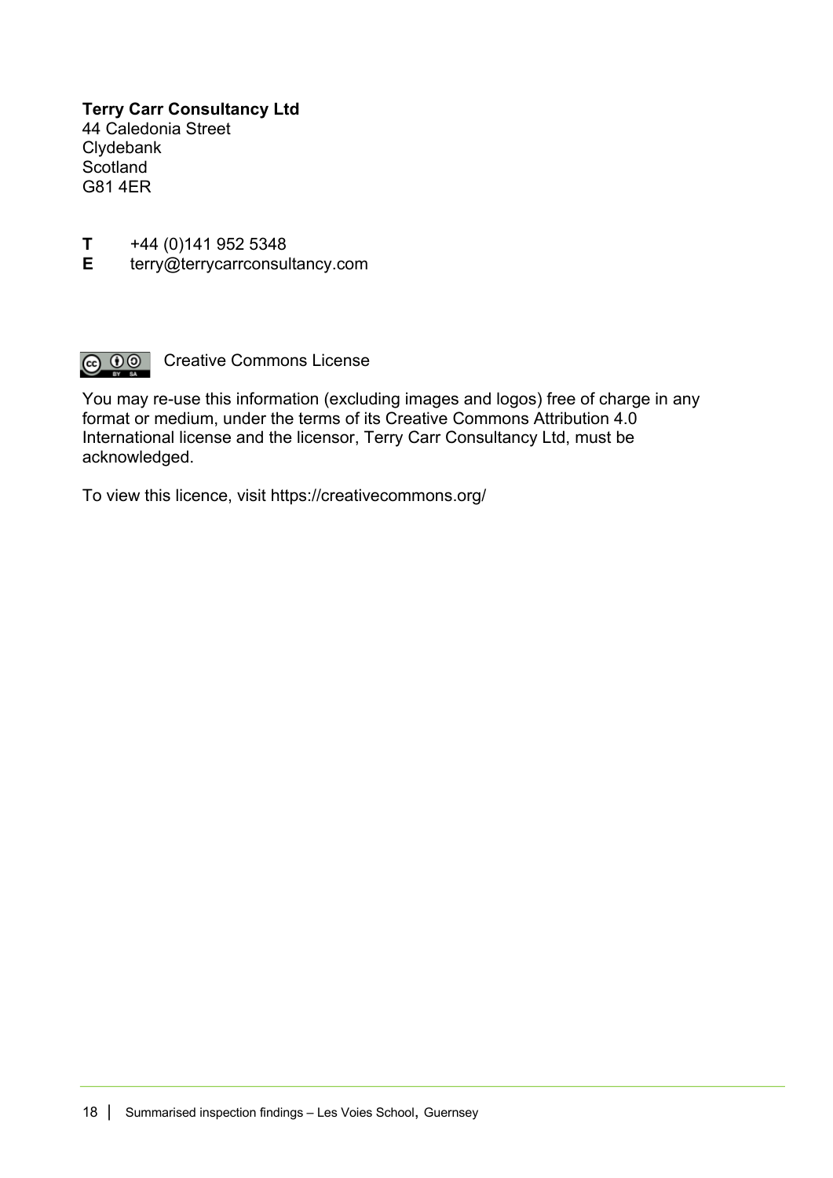**Terry Carr Consultancy Ltd**
44 Caledonia Street
Clydebank
Scotland
G81 4ER

**T** +44 (0)141 952 5348
**E** terry@terrycarrconsultancy.com

Creative Commons License

You may re-use this information (excluding images and logos) free of charge in any format or medium, under the terms of its Creative Commons Attribution 4.0 International license and the licensor, Terry Carr Consultancy Ltd, must be acknowledged.

To view this licence, visit https://creativecommons.org/